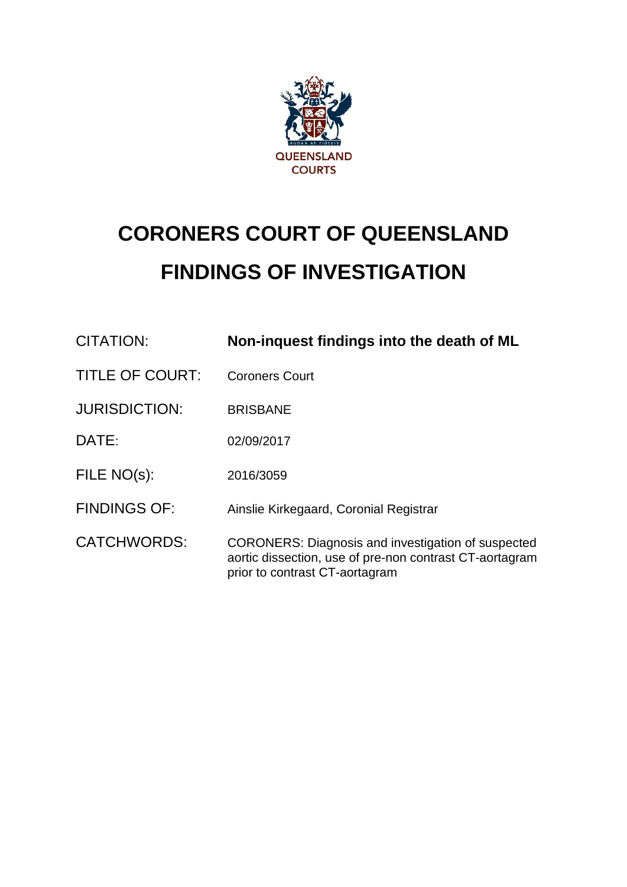QUEENSLAND COURTS

# CORONERS COURT OF QUEENSLAND

# FINDINGS OF INVESTIGATION

| | |
|---|---|
| CITATION: | **Non-inquest findings into the death of ML** |
| TITLE OF COURT: | Coroners Court |
| JURISDICTION: | BRISBANE |
| DATE: | 02/09/2017 |
| FILE NO(s): | 2016/3059 |
| FINDINGS OF: | Ainslie Kirkegaard, Coronial Registrar |
| CATCHWORDS: | CORONERS: Diagnosis and investigation of suspected aortic dissection, use of pre-non contrast CT-aortagram prior to contrast CT-aortagram |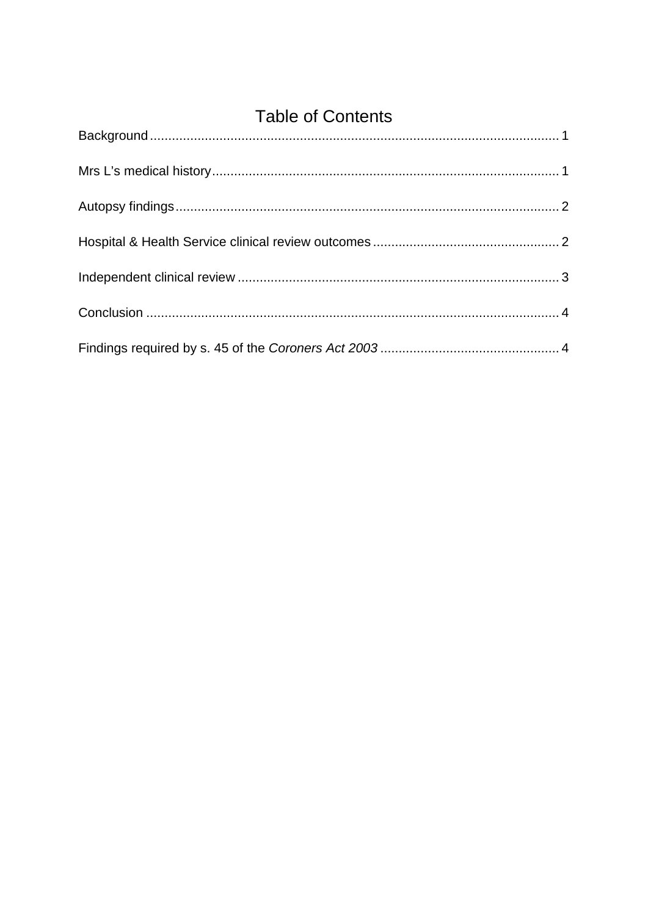# Table of Contents

Background ........................................................................................................ 1

Mrs L's medical history ........................................................................................ 1

Autopsy findings .................................................................................................. 2

Hospital & Health Service clinical review outcomes ............................................. 2

Independent clinical review .................................................................................. 3

Conclusion ........................................................................................................... 4

Findings required by s. 45 of the *Coroners Act 2003* ........................................... 4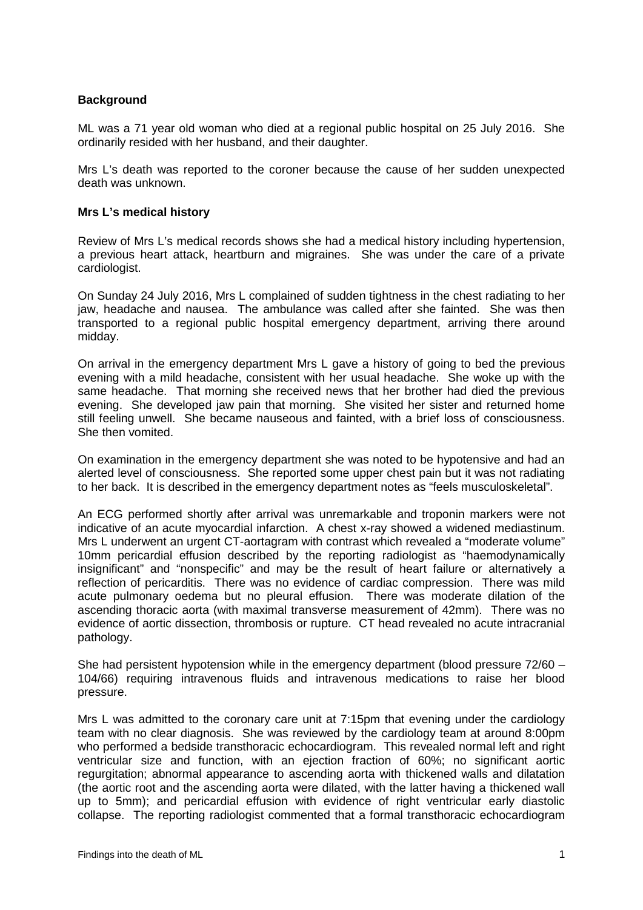**Background**

ML was a 71 year old woman who died at a regional public hospital on 25 July 2016. She ordinarily resided with her husband, and their daughter.

Mrs L's death was reported to the coroner because the cause of her sudden unexpected death was unknown.

**Mrs L's medical history**

Review of Mrs L's medical records shows she had a medical history including hypertension, a previous heart attack, heartburn and migraines. She was under the care of a private cardiologist.

On Sunday 24 July 2016, Mrs L complained of sudden tightness in the chest radiating to her jaw, headache and nausea. The ambulance was called after she fainted. She was then transported to a regional public hospital emergency department, arriving there around midday.

On arrival in the emergency department Mrs L gave a history of going to bed the previous evening with a mild headache, consistent with her usual headache. She woke up with the same headache. That morning she received news that her brother had died the previous evening. She developed jaw pain that morning. She visited her sister and returned home still feeling unwell. She became nauseous and fainted, with a brief loss of consciousness. She then vomited.

On examination in the emergency department she was noted to be hypotensive and had an alterted level of consciousness. She reported some upper chest pain but it was not radiating to her back. It is described in the emergency department notes as "feels musculoskeletal".

An ECG performed shortly after arrival was unremarkable and troponin markers were not indicative of an acute myocardial infarction. A chest x-ray showed a widened mediastinum. Mrs L underwent an urgent CT-aortagram with contrast which revealed a "moderate volume" 10mm pericardial effusion described by the reporting radiologist as "haemodynamically insignificant" and "nonspecific" and may be the result of heart failure or alternatively a reflection of pericarditis. There was no evidence of cardiac compression. There was mild acute pulmonary oedema but no pleural effusion. There was moderate dilation of the ascending thoracic aorta (with maximal transverse measurement of 42mm). There was no evidence of aortic dissection, thrombosis or rupture. CT head revealed no acute intracranial pathology.

She had persistent hypotension while in the emergency department (blood pressure 72/60 – 104/66) requiring intravenous fluids and intravenous medications to raise her blood pressure.

Mrs L was admitted to the coronary care unit at 7:15pm that evening under the cardiology team with no clear diagnosis. She was reviewed by the cardiology team at around 8:00pm who performed a bedside transthoracic echocardiogram. This revealed normal left and right ventricular size and function, with an ejection fraction of 60%; no significant aortic regurgitation; abnormal appearance to ascending aorta with thickened walls and dilatation (the aortic root and the ascending aorta were dilated, with the latter having a thickened wall up to 5mm); and pericardial effusion with evidence of right ventricular early diastolic collapse. The reporting radiologist commented that a formal transthoracic echocardiogram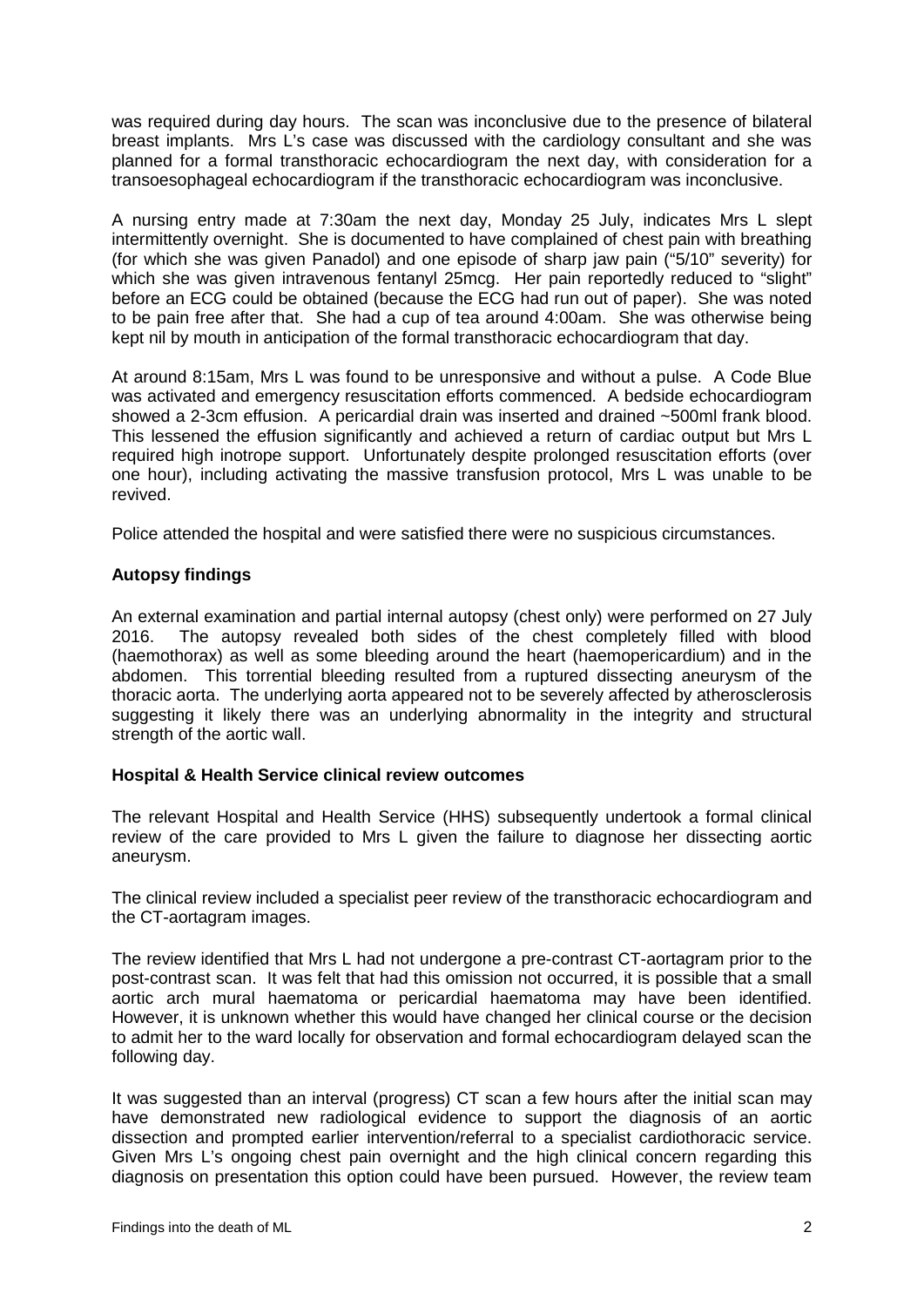was required during day hours. The scan was inconclusive due to the presence of bilateral breast implants. Mrs L's case was discussed with the cardiology consultant and she was planned for a formal transthoracic echocardiogram the next day, with consideration for a transoesophageal echocardiogram if the transthoracic echocardiogram was inconclusive.

A nursing entry made at 7:30am the next day, Monday 25 July, indicates Mrs L slept intermittently overnight. She is documented to have complained of chest pain with breathing (for which she was given Panadol) and one episode of sharp jaw pain ("5/10" severity) for which she was given intravenous fentanyl 25mcg. Her pain reportedly reduced to "slight" before an ECG could be obtained (because the ECG had run out of paper). She was noted to be pain free after that. She had a cup of tea around 4:00am. She was otherwise being kept nil by mouth in anticipation of the formal transthoracic echocardiogram that day.

At around 8:15am, Mrs L was found to be unresponsive and without a pulse. A Code Blue was activated and emergency resuscitation efforts commenced. A bedside echocardiogram showed a 2-3cm effusion. A pericardial drain was inserted and drained ~500ml frank blood. This lessened the effusion significantly and achieved a return of cardiac output but Mrs L required high inotrope support. Unfortunately despite prolonged resuscitation efforts (over one hour), including activating the massive transfusion protocol, Mrs L was unable to be revived.

Police attended the hospital and were satisfied there were no suspicious circumstances.

## Autopsy findings

An external examination and partial internal autopsy (chest only) were performed on 27 July 2016. The autopsy revealed both sides of the chest completely filled with blood (haemothorax) as well as some bleeding around the heart (haemopericardium) and in the abdomen. This torrential bleeding resulted from a ruptured dissecting aneurysm of the thoracic aorta. The underlying aorta appeared not to be severely affected by atherosclerosis suggesting it likely there was an underlying abnormality in the integrity and structural strength of the aortic wall.

## Hospital & Health Service clinical review outcomes

The relevant Hospital and Health Service (HHS) subsequently undertook a formal clinical review of the care provided to Mrs L given the failure to diagnose her dissecting aortic aneurysm.

The clinical review included a specialist peer review of the transthoracic echocardiogram and the CT-aortagram images.

The review identified that Mrs L had not undergone a pre-contrast CT-aortagram prior to the post-contrast scan. It was felt that had this omission not occurred, it is possible that a small aortic arch mural haematoma or pericardial haematoma may have been identified. However, it is unknown whether this would have changed her clinical course or the decision to admit her to the ward locally for observation and formal echocardiogram delayed scan the following day.

It was suggested than an interval (progress) CT scan a few hours after the initial scan may have demonstrated new radiological evidence to support the diagnosis of an aortic dissection and prompted earlier intervention/referral to a specialist cardiothoracic service. Given Mrs L's ongoing chest pain overnight and the high clinical concern regarding this diagnosis on presentation this option could have been pursued. However, the review team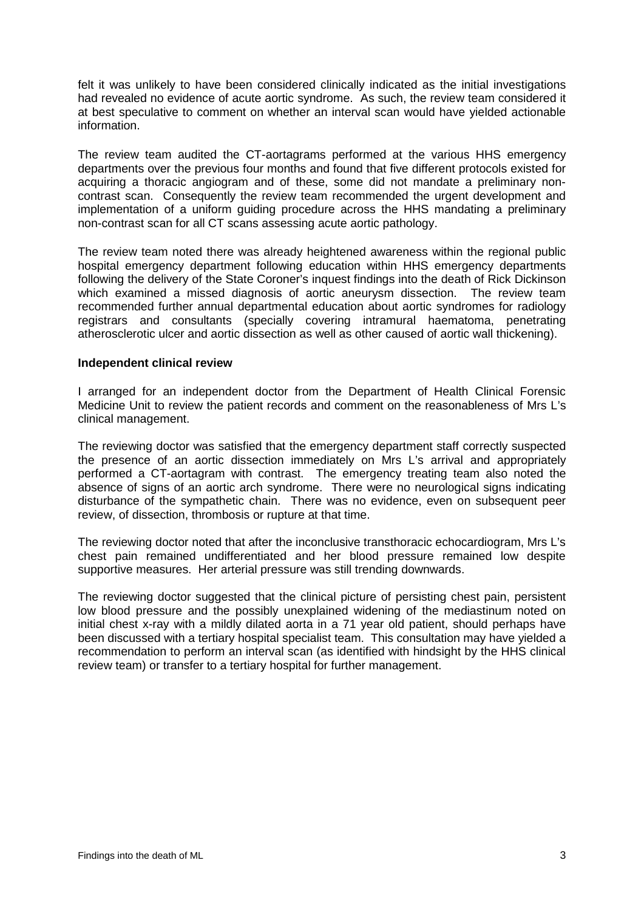felt it was unlikely to have been considered clinically indicated as the initial investigations had revealed no evidence of acute aortic syndrome. As such, the review team considered it at best speculative to comment on whether an interval scan would have yielded actionable information.

The review team audited the CT-aortagrams performed at the various HHS emergency departments over the previous four months and found that five different protocols existed for acquiring a thoracic angiogram and of these, some did not mandate a preliminary non-contrast scan. Consequently the review team recommended the urgent development and implementation of a uniform guiding procedure across the HHS mandating a preliminary non-contrast scan for all CT scans assessing acute aortic pathology.

The review team noted there was already heightened awareness within the regional public hospital emergency department following education within HHS emergency departments following the delivery of the State Coroner's inquest findings into the death of Rick Dickinson which examined a missed diagnosis of aortic aneurysm dissection. The review team recommended further annual departmental education about aortic syndromes for radiology registrars and consultants (specially covering intramural haematoma, penetrating atherosclerotic ulcer and aortic dissection as well as other caused of aortic wall thickening).

**Independent clinical review**

I arranged for an independent doctor from the Department of Health Clinical Forensic Medicine Unit to review the patient records and comment on the reasonableness of Mrs L's clinical management.

The reviewing doctor was satisfied that the emergency department staff correctly suspected the presence of an aortic dissection immediately on Mrs L's arrival and appropriately performed a CT-aortagram with contrast. The emergency treating team also noted the absence of signs of an aortic arch syndrome. There were no neurological signs indicating disturbance of the sympathetic chain. There was no evidence, even on subsequent peer review, of dissection, thrombosis or rupture at that time.

The reviewing doctor noted that after the inconclusive transthoracic echocardiogram, Mrs L's chest pain remained undifferentiated and her blood pressure remained low despite supportive measures. Her arterial pressure was still trending downwards.

The reviewing doctor suggested that the clinical picture of persisting chest pain, persistent low blood pressure and the possibly unexplained widening of the mediastinum noted on initial chest x-ray with a mildly dilated aorta in a 71 year old patient, should perhaps have been discussed with a tertiary hospital specialist team. This consultation may have yielded a recommendation to perform an interval scan (as identified with hindsight by the HHS clinical review team) or transfer to a tertiary hospital for further management.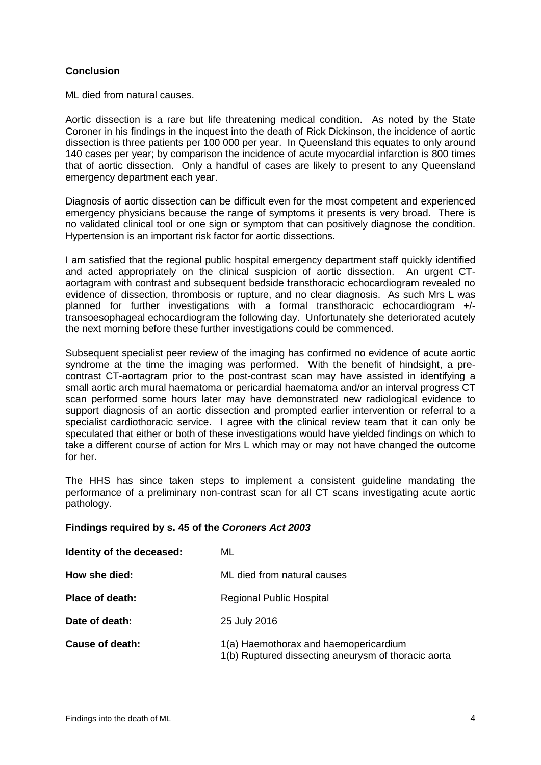**Conclusion**

ML died from natural causes.

Aortic dissection is a rare but life threatening medical condition. As noted by the State Coroner in his findings in the inquest into the death of Rick Dickinson, the incidence of aortic dissection is three patients per 100 000 per year. In Queensland this equates to only around 140 cases per year; by comparison the incidence of acute myocardial infarction is 800 times that of aortic dissection. Only a handful of cases are likely to present to any Queensland emergency department each year.

Diagnosis of aortic dissection can be difficult even for the most competent and experienced emergency physicians because the range of symptoms it presents is very broad. There is no validated clinical tool or one sign or symptom that can positively diagnose the condition. Hypertension is an important risk factor for aortic dissections.

I am satisfied that the regional public hospital emergency department staff quickly identified and acted appropriately on the clinical suspicion of aortic dissection. An urgent CT-aortagram with contrast and subsequent bedside transthoracic echocardiogram revealed no evidence of dissection, thrombosis or rupture, and no clear diagnosis. As such Mrs L was planned for further investigations with a formal transthoracic echocardiogram +/- transoesophageal echocardiogram the following day. Unfortunately she deteriorated acutely the next morning before these further investigations could be commenced.

Subsequent specialist peer review of the imaging has confirmed no evidence of acute aortic syndrome at the time the imaging was performed. With the benefit of hindsight, a pre-contrast CT-aortagram prior to the post-contrast scan may have assisted in identifying a small aortic arch mural haematoma or pericardial haematoma and/or an interval progress CT scan performed some hours later may have demonstrated new radiological evidence to support diagnosis of an aortic dissection and prompted earlier intervention or referral to a specialist cardiothoracic service. I agree with the clinical review team that it can only be speculated that either or both of these investigations would have yielded findings on which to take a different course of action for Mrs L which may or may not have changed the outcome for her.

The HHS has since taken steps to implement a consistent guideline mandating the performance of a preliminary non-contrast scan for all CT scans investigating acute aortic pathology.

**Findings required by s. 45 of the *Coroners Act 2003***

| | |
|---|---|
| **Identity of the deceased:** | ML |
| **How she died:** | ML died from natural causes |
| **Place of death:** | Regional Public Hospital |
| **Date of death:** | 25 July 2016 |
| **Cause of death:** | 1(a) Haemothorax and haemopericardium<br>1(b) Ruptured dissecting aneurysm of thoracic aorta |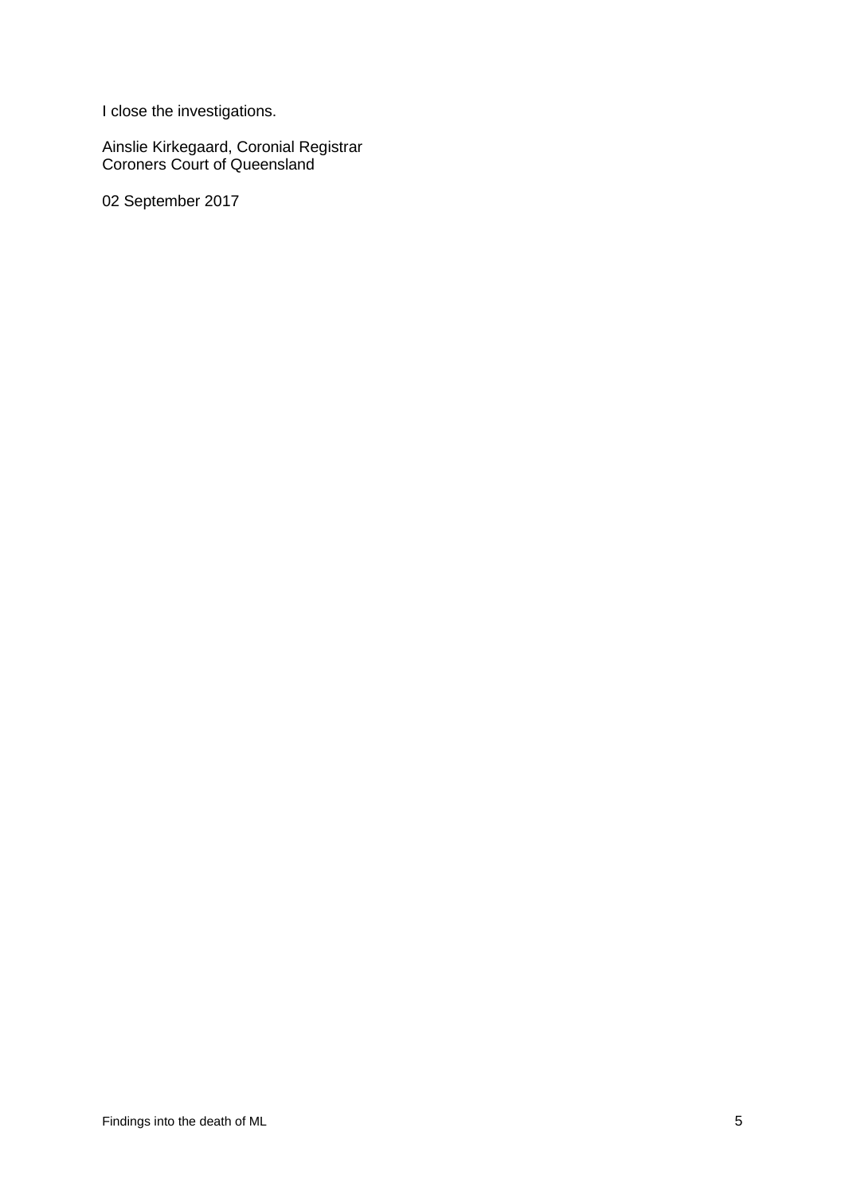I close the investigations.

Ainslie Kirkegaard, Coronial Registrar
Coroners Court of Queensland

02 September 2017